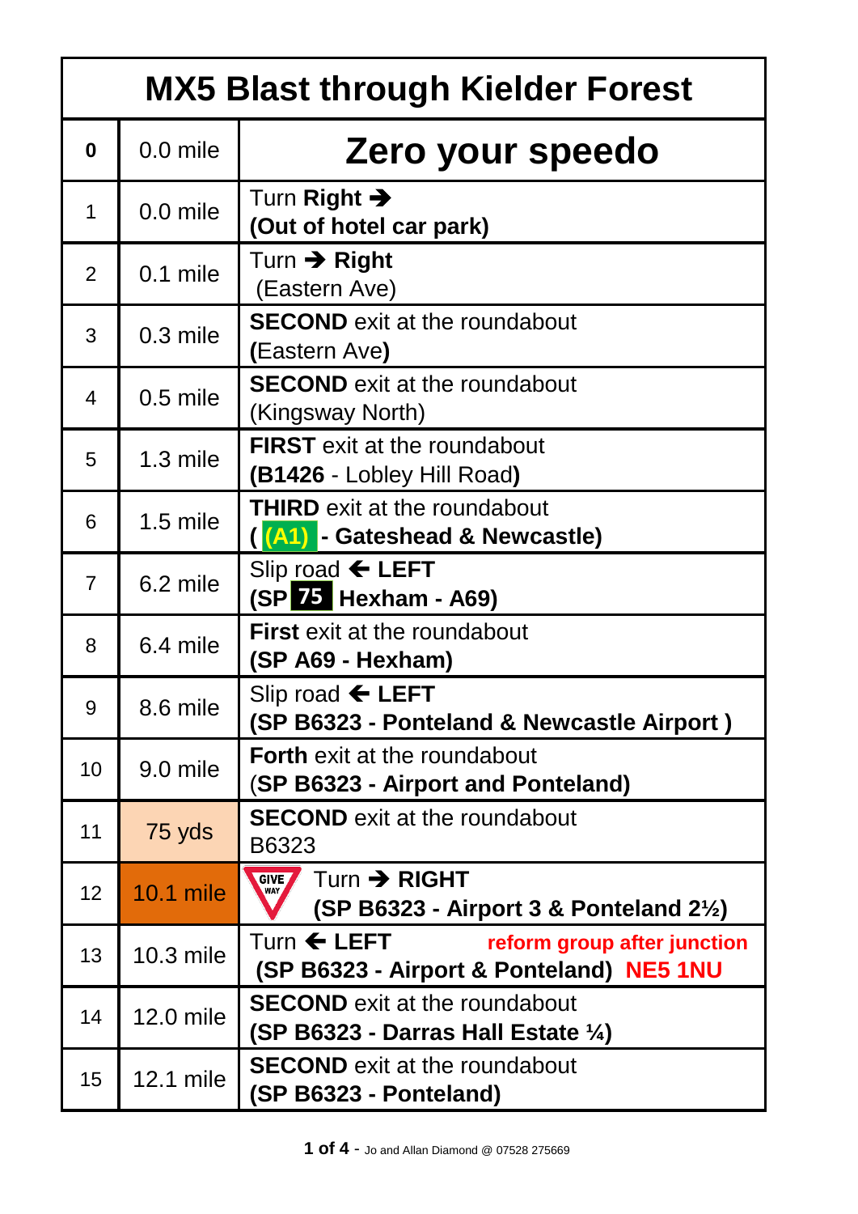# MX5 Blast through Kielder Forest

| | | |
|---|---|---|
| **0** | 0.0 mile | **Zero your speedo** |
| 1 | 0.0 mile | Turn **Right** ➔ **(Out of hotel car park)** |
| 2 | 0.1 mile | Turn ➔ **Right** (Eastern Ave) |
| 3 | 0.3 mile | **SECOND** exit at the roundabout **(**Eastern Ave**)** |
| 4 | 0.5 mile | **SECOND** exit at the roundabout (Kingsway North) |
| 5 | 1.3 mile | **FIRST** exit at the roundabout **(B1426** - Lobley Hill Road**)** |
| 6 | 1.5 mile | **THIRD** exit at the roundabout **( (A1) - Gateshead & Newcastle)** |
| 7 | 6.2 mile | Slip road 🡐 **LEFT** **(SP 75 Hexham - A69)** |
| 8 | 6.4 mile | **First** exit at the roundabout **(SP A69 - Hexham)** |
| 9 | 8.6 mile | Slip road 🡐 **LEFT** **(SP B6323 - Ponteland & Newcastle Airport )** |
| 10 | 9.0 mile | **Forth** exit at the roundabout (**SP B6323 - Airport and Ponteland)** |
| 11 | 75 yds | **SECOND** exit at the roundabout B6323 |
| 12 | 10.1 mile | GIVE WAY Turn ➔ **RIGHT** **(SP B6323 - Airport 3 & Ponteland 2½)** |
| 13 | 10.3 mile | Turn 🡐 **LEFT** **reform group after junction** **(SP B6323 - Airport & Ponteland) NE5 1NU** |
| 14 | 12.0 mile | **SECOND** exit at the roundabout **(SP B6323 - Darras Hall Estate ¼)** |
| 15 | 12.1 mile | **SECOND** exit at the roundabout **(SP B6323 - Ponteland)** |

Jo and Allan Diamond @ 07528 275669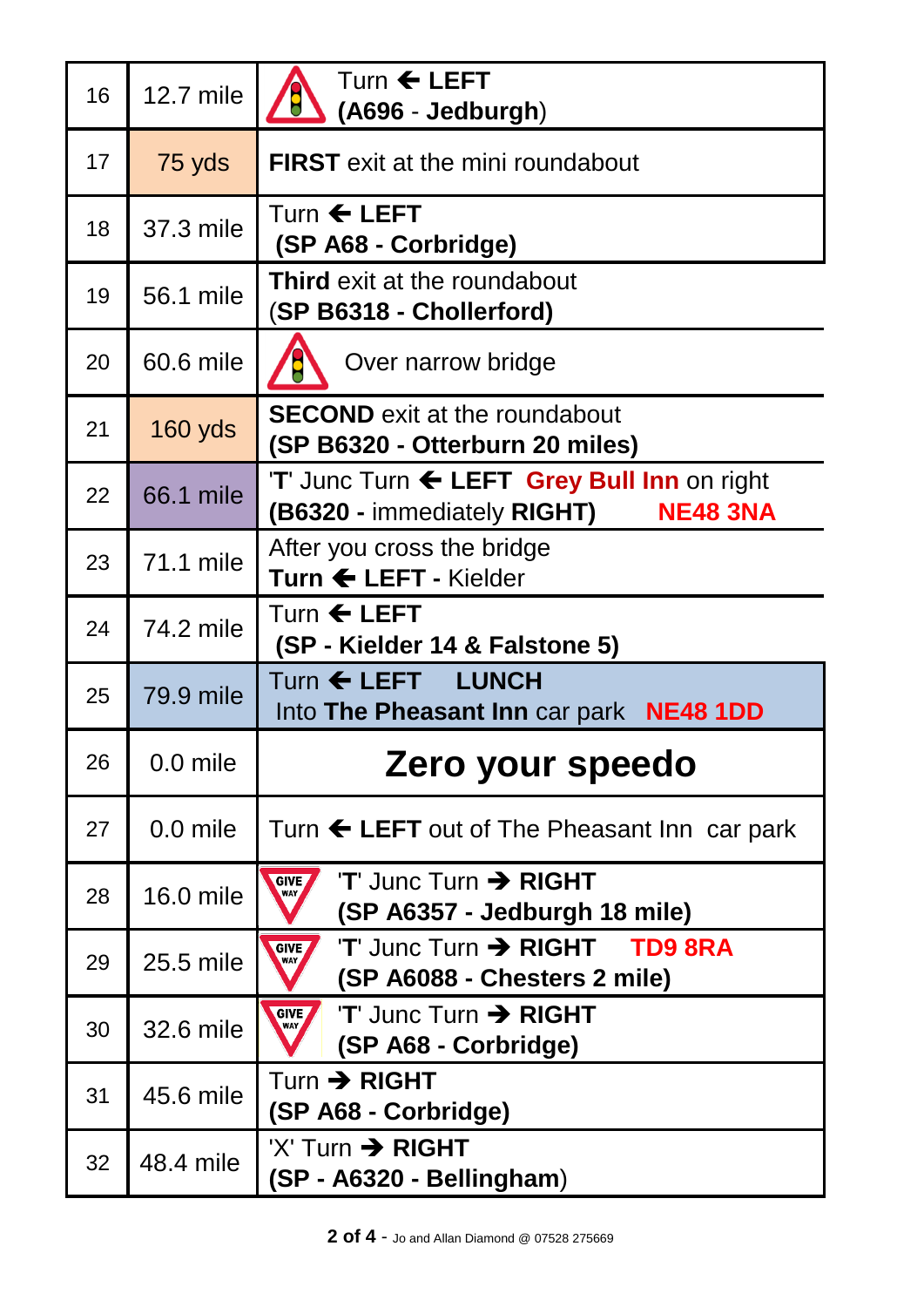| 16 | 12.7 mile | Turn ← **LEFT** **(A696** - **Jedburgh**) |
|---|---|---|
| 17 | 75 yds | **FIRST** exit at the mini roundabout |
| 18 | 37.3 mile | Turn ← **LEFT** **(SP A68 - Corbridge)** |
| 19 | 56.1 mile | **Third** exit at the roundabout (**SP B6318 - Chollerford)** |
| 20 | 60.6 mile | Over narrow bridge |
| 21 | 160 yds | **SECOND** exit at the roundabout **(SP B6320 - Otterburn 20 miles)** |
| 22 | 66.1 mile | '**T**' Junc Turn ← **LEFT** **Grey Bull Inn** on right **(B6320 -** immediately **RIGHT)** **NE48 3NA** |
| 23 | 71.1 mile | After you cross the bridge **Turn ← LEFT -** Kielder |
| 24 | 74.2 mile | Turn ← **LEFT** **(SP - Kielder 14 & Falstone 5)** |
| 25 | 79.9 mile | Turn ← **LEFT** **LUNCH** Into **The Pheasant Inn** car park **NE48 1DD** |
| 26 | 0.0 mile | **Zero your speedo** |
| 27 | 0.0 mile | Turn ← **LEFT** out of The Pheasant Inn car park |
| 28 | 16.0 mile | '**T**' Junc Turn → **RIGHT** **(SP A6357 - Jedburgh 18 mile)** |
| 29 | 25.5 mile | '**T**' Junc Turn → **RIGHT** **TD9 8RA** **(SP A6088 - Chesters 2 mile)** |
| 30 | 32.6 mile | '**T**' Junc Turn → **RIGHT** **(SP A68 - Corbridge)** |
| 31 | 45.6 mile | Turn → **RIGHT** **(SP A68 - Corbridge)** |
| 32 | 48.4 mile | 'X' Turn → **RIGHT** **(SP - A6320 - Bellingham**) |

Jo and Allan Diamond @ 07528 275669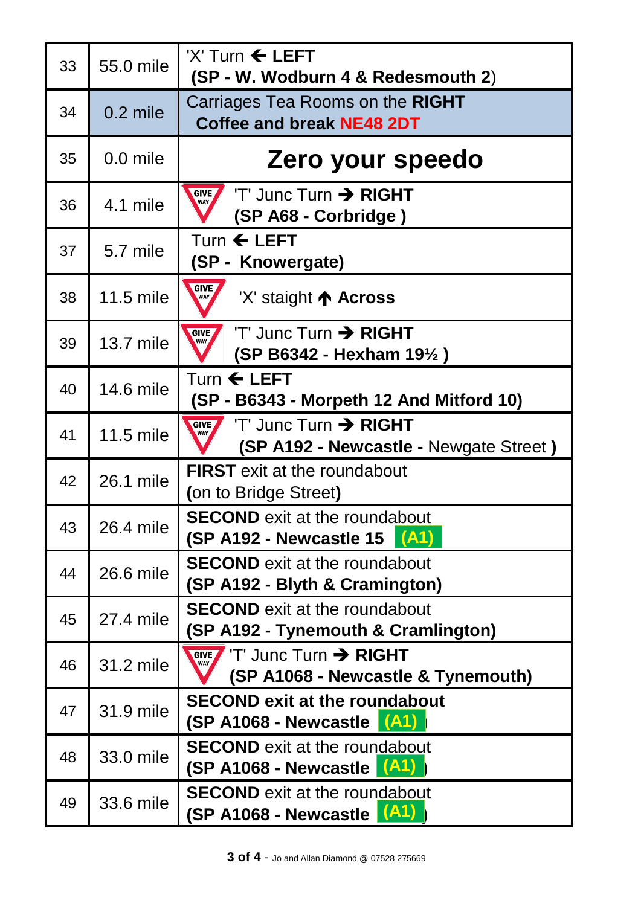| | | |
|---|---|---|
| 33 | 55.0 mile | 'X' Turn ← **LEFT** **(SP - W. Wodburn 4 & Redesmouth 2**) |
| 34 | 0.2 mile | Carriages Tea Rooms on the **RIGHT** **Coffee and break NE48 2DT** |
| 35 | 0.0 mile | **Zero your speedo** |
| 36 | 4.1 mile | GIVE WAY 'T' Junc Turn → **RIGHT** **(SP A68 - Corbridge )** |
| 37 | 5.7 mile | Turn ← **LEFT** **(SP - Knowergate)** |
| 38 | 11.5 mile | GIVE WAY 'X' staight ↑ **Across** |
| 39 | 13.7 mile | GIVE WAY 'T' Junc Turn → **RIGHT** **(SP B6342 - Hexham 19½ )** |
| 40 | 14.6 mile | Turn ← **LEFT** **(SP - B6343 - Morpeth 12 And Mitford 10)** |
| 41 | 11.5 mile | GIVE WAY 'T' Junc Turn → **RIGHT** **(SP A192 - Newcastle -** Newgate Street **)** |
| 42 | 26.1 mile | **FIRST** exit at the roundabout **(**on to Bridge Street**)** |
| 43 | 26.4 mile | **SECOND** exit at the roundabout **(SP A192 - Newcastle 15 (A1)** |
| 44 | 26.6 mile | **SECOND** exit at the roundabout **(SP A192 - Blyth & Cramington)** |
| 45 | 27.4 mile | **SECOND** exit at the roundabout **(SP A192 - Tynemouth & Cramlington)** |
| 46 | 31.2 mile | GIVE WAY 'T' Junc Turn → **RIGHT** **(SP A1068 - Newcastle & Tynemouth)** |
| 47 | 31.9 mile | **SECOND exit at the roundabout** **(SP A1068 - Newcastle (A1))** |
| 48 | 33.0 mile | **SECOND** exit at the roundabout **(SP A1068 - Newcastle (A1))** |
| 49 | 33.6 mile | **SECOND** exit at the roundabout **(SP A1068 - Newcastle (A1))** |

Jo and Allan Diamond @ 07528 275669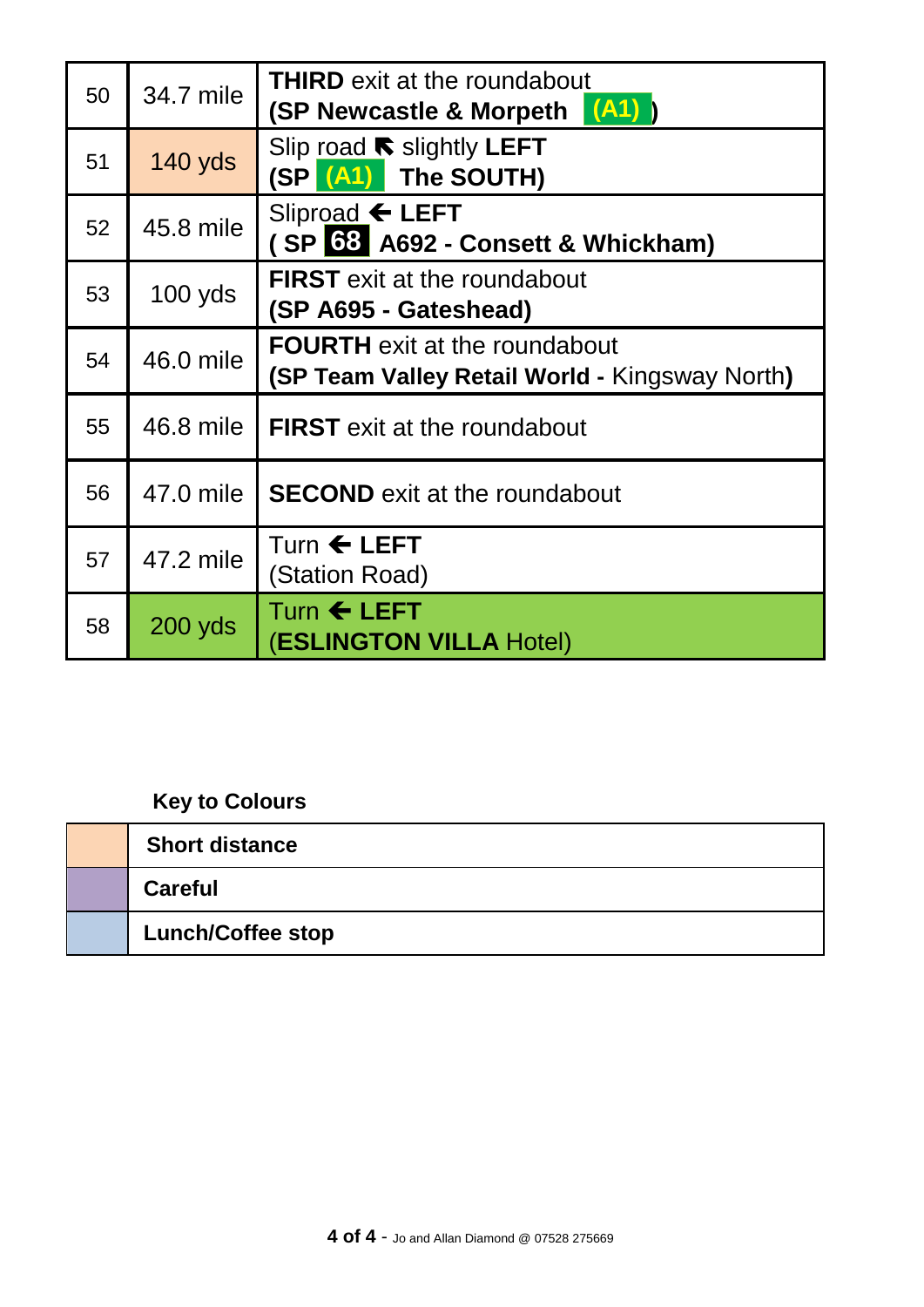| | | |
|---|---|---|
| 50 | 34.7 mile | **THIRD** exit at the roundabout<br>**(SP Newcastle & Morpeth (A1) )** |
| 51 | 140 yds | Slip road ⬉ slightly **LEFT**<br>**(SP (A1) The SOUTH)** |
| 52 | 45.8 mile | Sliproad 🡐 **LEFT**<br>**( SP 68 A692 - Consett & Whickham)** |
| 53 | 100 yds | **FIRST** exit at the roundabout<br>**(SP A695 - Gateshead)** |
| 54 | 46.0 mile | **FOURTH** exit at the roundabout<br>**(SP Team Valley Retail World -** Kingsway North**)** |
| 55 | 46.8 mile | **FIRST** exit at the roundabout |
| 56 | 47.0 mile | **SECOND** exit at the roundabout |
| 57 | 47.2 mile | Turn 🡐 **LEFT**<br>(Station Road) |
| 58 | 200 yds | Turn 🡐 **LEFT**<br>(**ESLINGTON VILLA** Hotel) |

**Key to Colours**

| | |
|---|---|
| | **Short distance** |
| | **Careful** |
| | **Lunch/Coffee stop** |

Jo and Allan Diamond @ 07528 275669